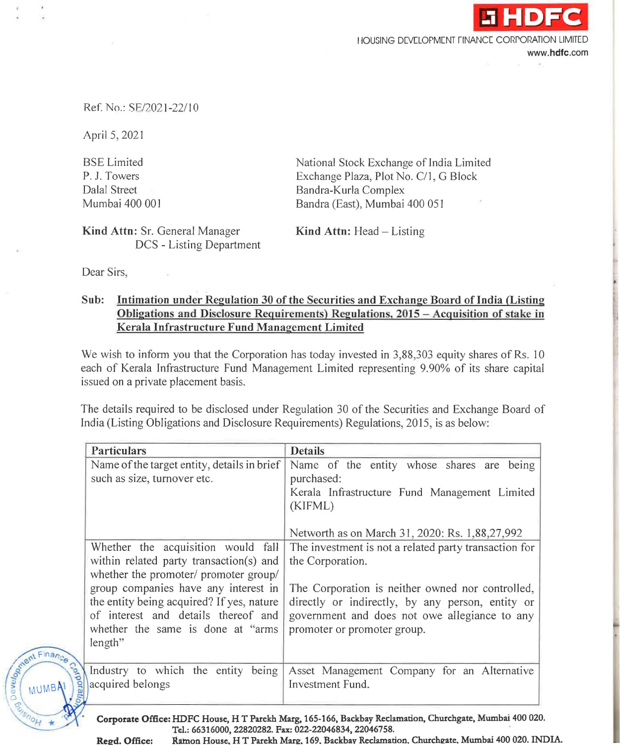**HDFC**

HOUSING DEVELOPMENT FINANCE CORPORATION LIMITED
www.hdfc.com

Ref. No.: SE/2021-22/10

April 5, 2021

BSE Limited
P. J. Towers
Dalal Street
Mumbai 400 001

**Kind Attn:** Sr. General Manager
DCS - Listing Department

National Stock Exchange of India Limited
Exchange Plaza, Plot No. C/1, G Block
Bandra-Kurla Complex
Bandra (East), Mumbai 400 051

**Kind Attn:** Head – Listing

Dear Sirs,

**Sub: Intimation under Regulation 30 of the Securities and Exchange Board of India (Listing Obligations and Disclosure Requirements) Regulations, 2015 – Acquisition of stake in Kerala Infrastructure Fund Management Limited**

We wish to inform you that the Corporation has today invested in 3,88,303 equity shares of Rs. 10 each of Kerala Infrastructure Fund Management Limited representing 9.90% of its share capital issued on a private placement basis.

The details required to be disclosed under Regulation 30 of the Securities and Exchange Board of India (Listing Obligations and Disclosure Requirements) Regulations, 2015, is as below:

| **Particulars** | **Details** |
|---|---|
| Name of the target entity, details in brief such as size, turnover etc. | Name of the entity whose shares are being purchased:<br>Kerala Infrastructure Fund Management Limited (KIFML)<br><br>Networth as on March 31, 2020: Rs. 1,88,27,992 |
| Whether the acquisition would fall within related party transaction(s) and whether the promoter/ promoter group/ group companies have any interest in the entity being acquired? If yes, nature of interest and details thereof and whether the same is done at "arms length" | The investment is not a related party transaction for the Corporation.<br><br>The Corporation is neither owned nor controlled, directly or indirectly, by any person, entity or government and does not owe allegiance to any promoter or promoter group. |
| Industry to which the entity being acquired belongs | Asset Management Company for an Alternative Investment Fund. |

**Corporate Office:** HDFC House, H T Parekh Marg, 165-166, Backbay Reclamation, Churchgate, Mumbai 400 020.
Tel.: 66316000, 22820282. Fax: 022-22046834, 22046758.

**Regd. Office:** Ramon House, H T Parekh Marg, 169, Backbay Reclamation, Churchgate, Mumbai 400 020. INDIA.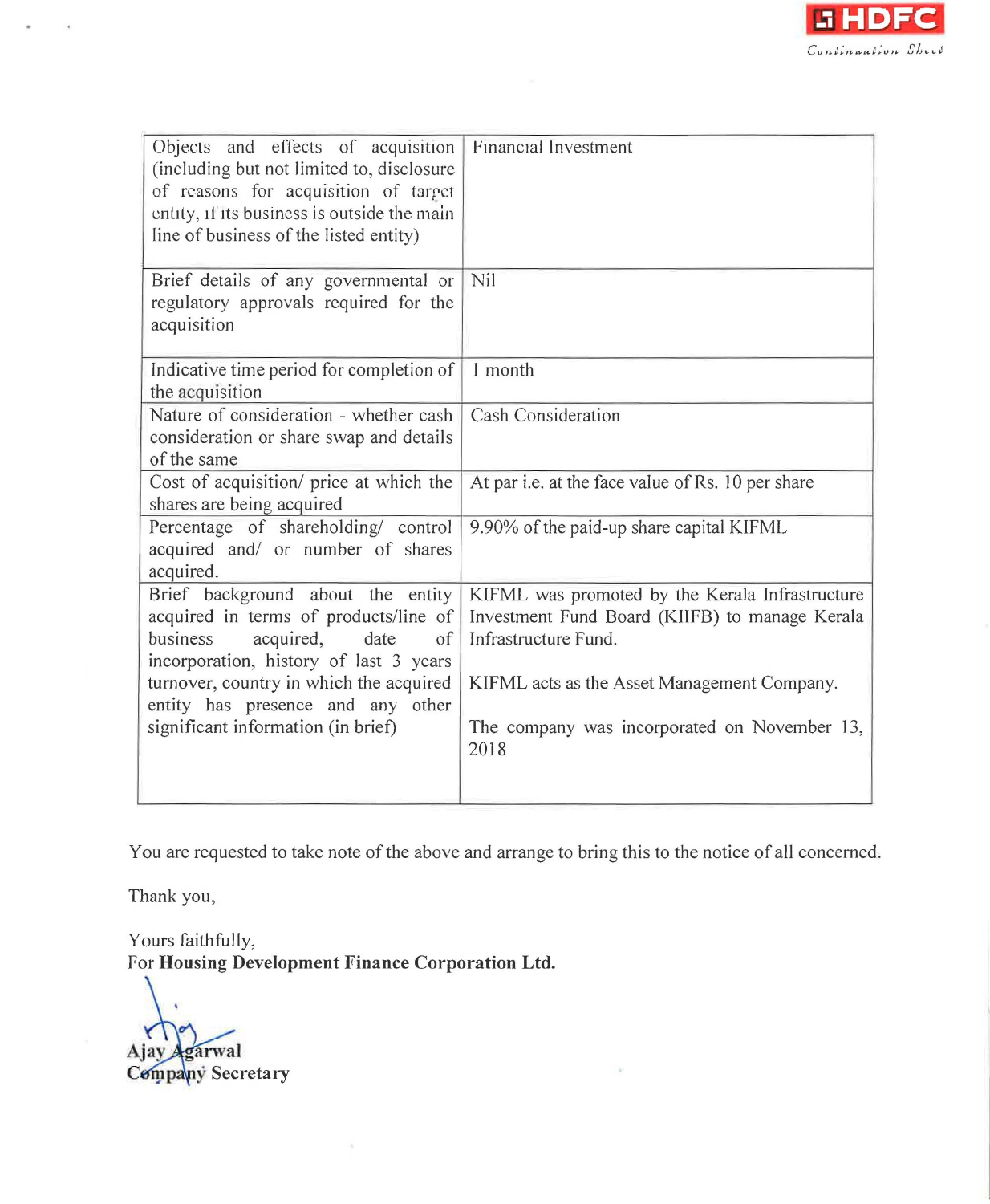| | |
|---|---|
| Objects and effects of acquisition (including but not limited to, disclosure of reasons for acquisition of target entity, if its business is outside the main line of business of the listed entity) | Financial Investment |
| Brief details of any governmental or regulatory approvals required for the acquisition | Nil |
| Indicative time period for completion of the acquisition | 1 month |
| Nature of consideration - whether cash consideration or share swap and details of the same | Cash Consideration |
| Cost of acquisition/ price at which the shares are being acquired | At par i.e. at the face value of Rs. 10 per share |
| Percentage of shareholding/ control acquired and/ or number of shares acquired. | 9.90% of the paid-up share capital KIFML |
| Brief background about the entity acquired in terms of products/line of business acquired, date of incorporation, history of last 3 years turnover, country in which the acquired entity has presence and any other significant information (in brief) | KIFML was promoted by the Kerala Infrastructure Investment Fund Board (KIIFB) to manage Kerala Infrastructure Fund.<br><br>KIFML acts as the Asset Management Company.<br><br>The company was incorporated on November 13, 2018 |

You are requested to take note of the above and arrange to bring this to the notice of all concerned.

Thank you,

Yours faithfully,
For **Housing Development Finance Corporation Ltd.**

**Ajay Agarwal**
**Company Secretary**